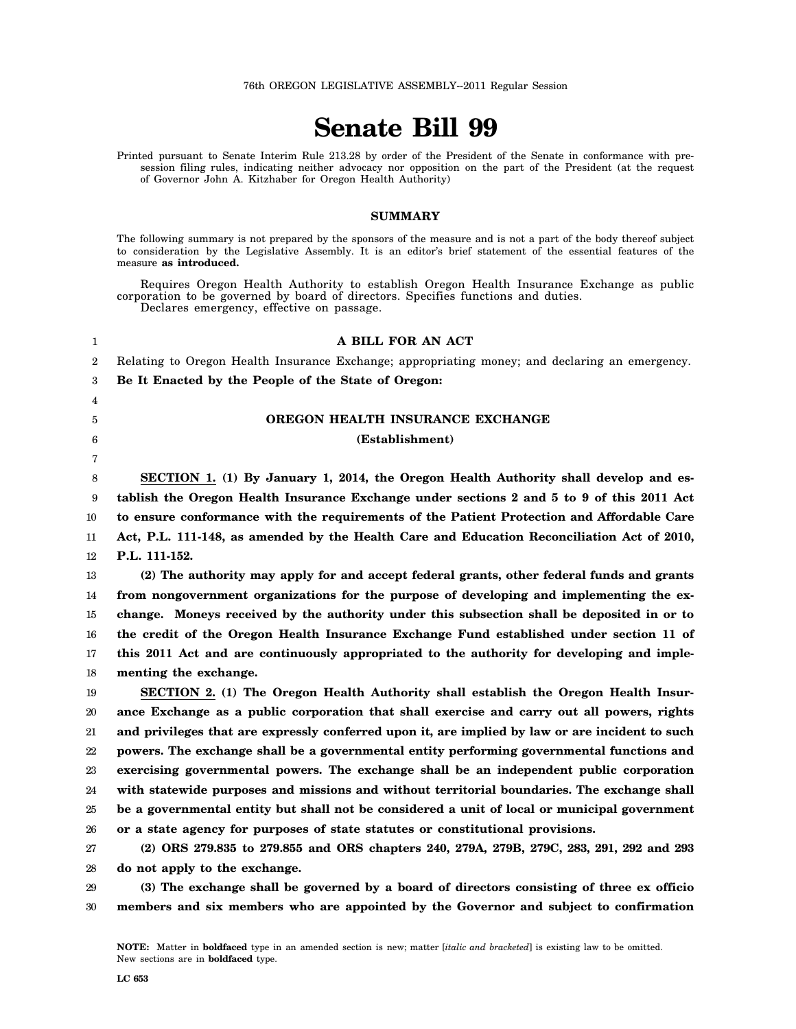76th OREGON LEGISLATIVE ASSEMBLY--2011 Regular Session

# Senate Bill 99

Printed pursuant to Senate Interim Rule 213.28 by order of the President of the Senate in conformance with presession filing rules, indicating neither advocacy nor opposition on the part of the President (at the request of Governor John A. Kitzhaber for Oregon Health Authority)

## SUMMARY

The following summary is not prepared by the sponsors of the measure and is not a part of the body thereof subject to consideration by the Legislative Assembly. It is an editor's brief statement of the essential features of the measure **as introduced.**

Requires Oregon Health Authority to establish Oregon Health Insurance Exchange as public corporation to be governed by board of directors. Specifies functions and duties.

Declares emergency, effective on passage.

**A BILL FOR AN ACT**

Relating to Oregon Health Insurance Exchange; appropriating money; and declaring an emergency.

**Be It Enacted by the People of the State of Oregon:**

**OREGON HEALTH INSURANCE EXCHANGE**

**(Establishment)**

**SECTION 1. (1) By January 1, 2014, the Oregon Health Authority shall develop and establish the Oregon Health Insurance Exchange under sections 2 and 5 to 9 of this 2011 Act to ensure conformance with the requirements of the Patient Protection and Affordable Care Act, P.L. 111-148, as amended by the Health Care and Education Reconciliation Act of 2010, P.L. 111-152.**

**(2) The authority may apply for and accept federal grants, other federal funds and grants from nongovernment organizations for the purpose of developing and implementing the exchange. Moneys received by the authority under this subsection shall be deposited in or to the credit of the Oregon Health Insurance Exchange Fund established under section 11 of this 2011 Act and are continuously appropriated to the authority for developing and implementing the exchange.**

**SECTION 2. (1) The Oregon Health Authority shall establish the Oregon Health Insurance Exchange as a public corporation that shall exercise and carry out all powers, rights and privileges that are expressly conferred upon it, are implied by law or are incident to such powers. The exchange shall be a governmental entity performing governmental functions and exercising governmental powers. The exchange shall be an independent public corporation with statewide purposes and missions and without territorial boundaries. The exchange shall be a governmental entity but shall not be considered a unit of local or municipal government or a state agency for purposes of state statutes or constitutional provisions.**

**(2) ORS 279.835 to 279.855 and ORS chapters 240, 279A, 279B, 279C, 283, 291, 292 and 293 do not apply to the exchange.**

**(3) The exchange shall be governed by a board of directors consisting of three ex officio members and six members who are appointed by the Governor and subject to confirmation**

NOTE: Matter in **boldfaced** type in an amended section is new; matter [*italic and bracketed*] is existing law to be omitted. New sections are in **boldfaced** type.

LC 653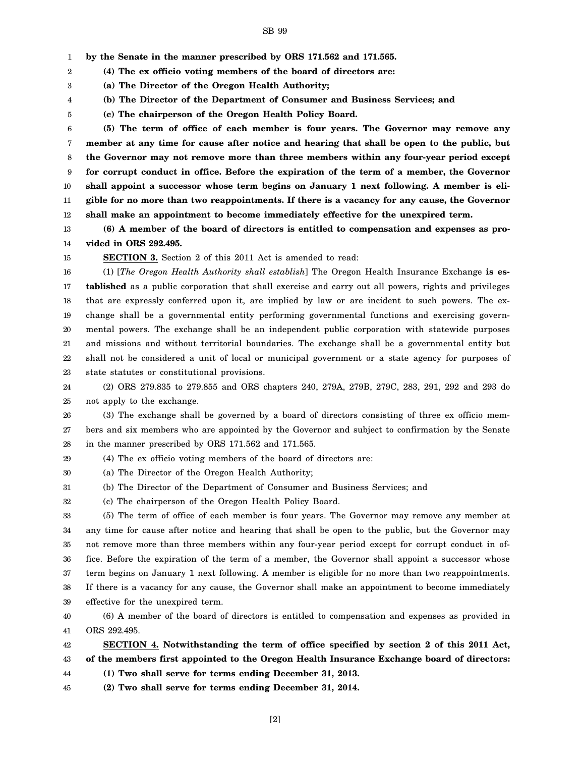**by the Senate in the manner prescribed by ORS 171.562 and 171.565.**

**(4) The ex officio voting members of the board of directors are:**

**(a) The Director of the Oregon Health Authority;**

**(b) The Director of the Department of Consumer and Business Services; and**

**(c) The chairperson of the Oregon Health Policy Board.**

**(5) The term of office of each member is four years. The Governor may remove any member at any time for cause after notice and hearing that shall be open to the public, but the Governor may not remove more than three members within any four-year period except for corrupt conduct in office. Before the expiration of the term of a member, the Governor shall appoint a successor whose term begins on January 1 next following. A member is eligible for no more than two reappointments. If there is a vacancy for any cause, the Governor shall make an appointment to become immediately effective for the unexpired term.**

**(6) A member of the board of directors is entitled to compensation and expenses as provided in ORS 292.495.**

**SECTION 3.** Section 2 of this 2011 Act is amended to read:

(1) [*The Oregon Health Authority shall establish*] The Oregon Health Insurance Exchange **is established** as a public corporation that shall exercise and carry out all powers, rights and privileges that are expressly conferred upon it, are implied by law or are incident to such powers. The exchange shall be a governmental entity performing governmental functions and exercising governmental powers. The exchange shall be an independent public corporation with statewide purposes and missions and without territorial boundaries. The exchange shall be a governmental entity but shall not be considered a unit of local or municipal government or a state agency for purposes of state statutes or constitutional provisions.

(2) ORS 279.835 to 279.855 and ORS chapters 240, 279A, 279B, 279C, 283, 291, 292 and 293 do not apply to the exchange.

(3) The exchange shall be governed by a board of directors consisting of three ex officio members and six members who are appointed by the Governor and subject to confirmation by the Senate in the manner prescribed by ORS 171.562 and 171.565.

(4) The ex officio voting members of the board of directors are:

(a) The Director of the Oregon Health Authority;

(b) The Director of the Department of Consumer and Business Services; and

(c) The chairperson of the Oregon Health Policy Board.

(5) The term of office of each member is four years. The Governor may remove any member at any time for cause after notice and hearing that shall be open to the public, but the Governor may not remove more than three members within any four-year period except for corrupt conduct in office. Before the expiration of the term of a member, the Governor shall appoint a successor whose term begins on January 1 next following. A member is eligible for no more than two reappointments. If there is a vacancy for any cause, the Governor shall make an appointment to become immediately effective for the unexpired term.

(6) A member of the board of directors is entitled to compensation and expenses as provided in ORS 292.495.

**SECTION 4. Notwithstanding the term of office specified by section 2 of this 2011 Act, of the members first appointed to the Oregon Health Insurance Exchange board of directors:**

**(1) Two shall serve for terms ending December 31, 2013.**

**(2) Two shall serve for terms ending December 31, 2014.**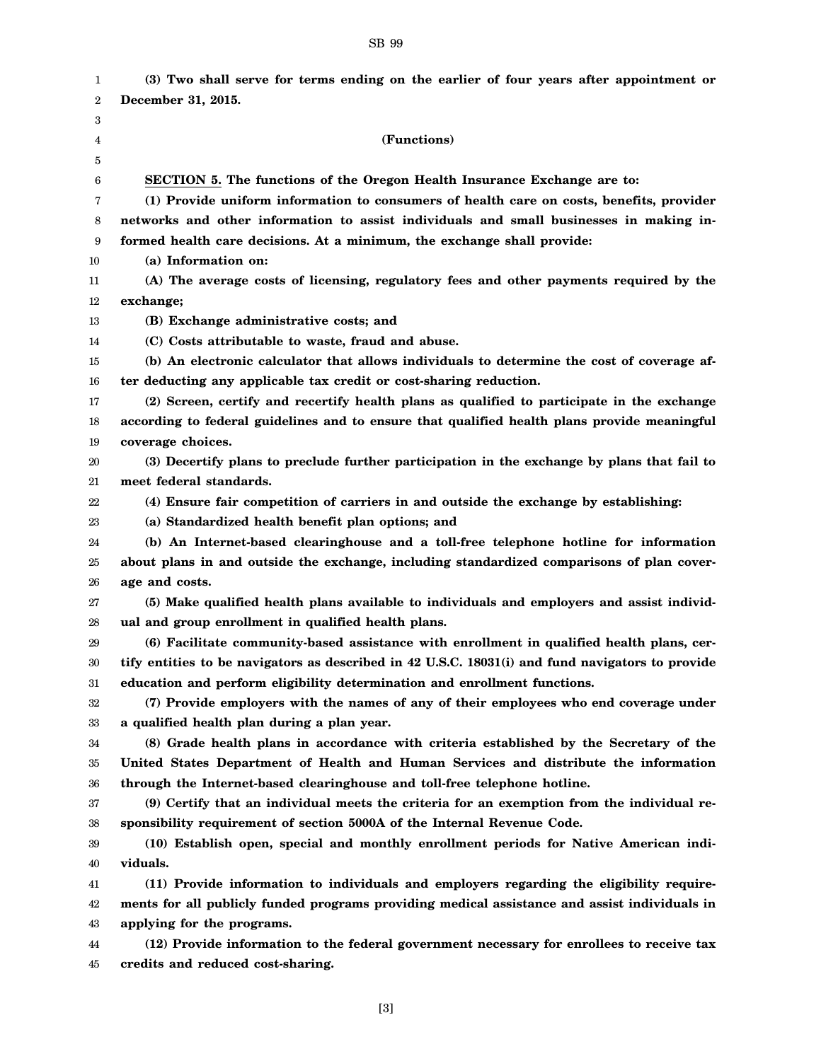**(3) Two shall serve for terms ending on the earlier of four years after appointment or December 31, 2015.**

**(Functions)**

**SECTION 5. The functions of the Oregon Health Insurance Exchange are to:**

**(1) Provide uniform information to consumers of health care on costs, benefits, provider networks and other information to assist individuals and small businesses in making informed health care decisions. At a minimum, the exchange shall provide:**

**(a) Information on:**

**(A) The average costs of licensing, regulatory fees and other payments required by the exchange;**

**(B) Exchange administrative costs; and**

**(C) Costs attributable to waste, fraud and abuse.**

**(b) An electronic calculator that allows individuals to determine the cost of coverage after deducting any applicable tax credit or cost-sharing reduction.**

**(2) Screen, certify and recertify health plans as qualified to participate in the exchange according to federal guidelines and to ensure that qualified health plans provide meaningful coverage choices.**

**(3) Decertify plans to preclude further participation in the exchange by plans that fail to meet federal standards.**

**(4) Ensure fair competition of carriers in and outside the exchange by establishing:**

**(a) Standardized health benefit plan options; and**

**(b) An Internet-based clearinghouse and a toll-free telephone hotline for information about plans in and outside the exchange, including standardized comparisons of plan coverage and costs.**

**(5) Make qualified health plans available to individuals and employers and assist individual and group enrollment in qualified health plans.**

**(6) Facilitate community-based assistance with enrollment in qualified health plans, certify entities to be navigators as described in 42 U.S.C. 18031(i) and fund navigators to provide education and perform eligibility determination and enrollment functions.**

**(7) Provide employers with the names of any of their employees who end coverage under a qualified health plan during a plan year.**

**(8) Grade health plans in accordance with criteria established by the Secretary of the United States Department of Health and Human Services and distribute the information through the Internet-based clearinghouse and toll-free telephone hotline.**

**(9) Certify that an individual meets the criteria for an exemption from the individual responsibility requirement of section 5000A of the Internal Revenue Code.**

**(10) Establish open, special and monthly enrollment periods for Native American individuals.**

**(11) Provide information to individuals and employers regarding the eligibility requirements for all publicly funded programs providing medical assistance and assist individuals in applying for the programs.**

**(12) Provide information to the federal government necessary for enrollees to receive tax credits and reduced cost-sharing.**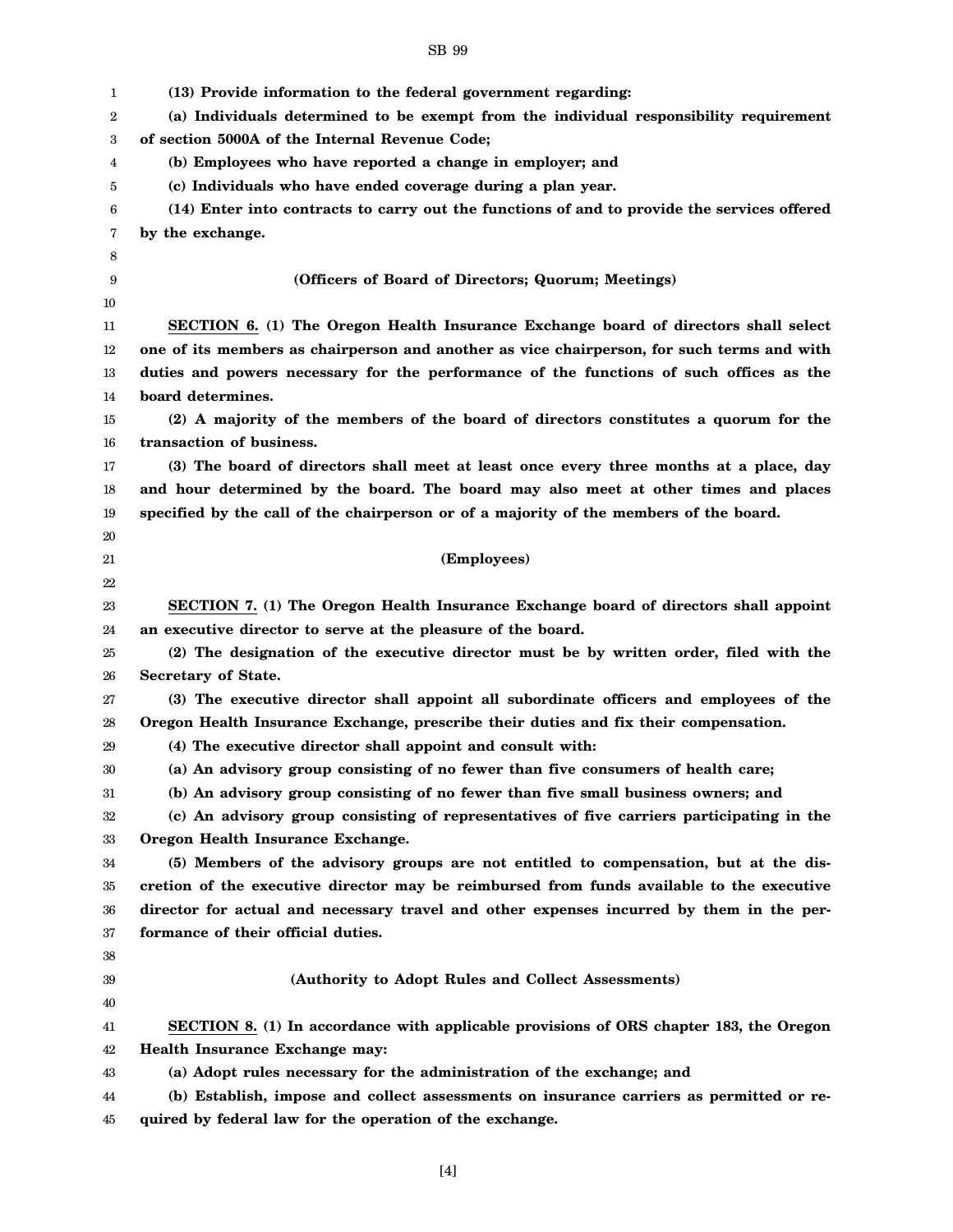**(13) Provide information to the federal government regarding:**

**(a) Individuals determined to be exempt from the individual responsibility requirement of section 5000A of the Internal Revenue Code;**

**(b) Employees who have reported a change in employer; and**

**(c) Individuals who have ended coverage during a plan year.**

**(14) Enter into contracts to carry out the functions of and to provide the services offered by the exchange.**

**(Officers of Board of Directors; Quorum; Meetings)**

**SECTION 6. (1) The Oregon Health Insurance Exchange board of directors shall select one of its members as chairperson and another as vice chairperson, for such terms and with duties and powers necessary for the performance of the functions of such offices as the board determines.**

**(2) A majority of the members of the board of directors constitutes a quorum for the transaction of business.**

**(3) The board of directors shall meet at least once every three months at a place, day and hour determined by the board. The board may also meet at other times and places specified by the call of the chairperson or of a majority of the members of the board.**

**(Employees)**

**SECTION 7. (1) The Oregon Health Insurance Exchange board of directors shall appoint an executive director to serve at the pleasure of the board.**

**(2) The designation of the executive director must be by written order, filed with the Secretary of State.**

**(3) The executive director shall appoint all subordinate officers and employees of the Oregon Health Insurance Exchange, prescribe their duties and fix their compensation.**

**(4) The executive director shall appoint and consult with:**

**(a) An advisory group consisting of no fewer than five consumers of health care;**

**(b) An advisory group consisting of no fewer than five small business owners; and**

**(c) An advisory group consisting of representatives of five carriers participating in the Oregon Health Insurance Exchange.**

**(5) Members of the advisory groups are not entitled to compensation, but at the discretion of the executive director may be reimbursed from funds available to the executive director for actual and necessary travel and other expenses incurred by them in the performance of their official duties.**

**(Authority to Adopt Rules and Collect Assessments)**

**SECTION 8. (1) In accordance with applicable provisions of ORS chapter 183, the Oregon Health Insurance Exchange may:**

**(a) Adopt rules necessary for the administration of the exchange; and**

**(b) Establish, impose and collect assessments on insurance carriers as permitted or required by federal law for the operation of the exchange.**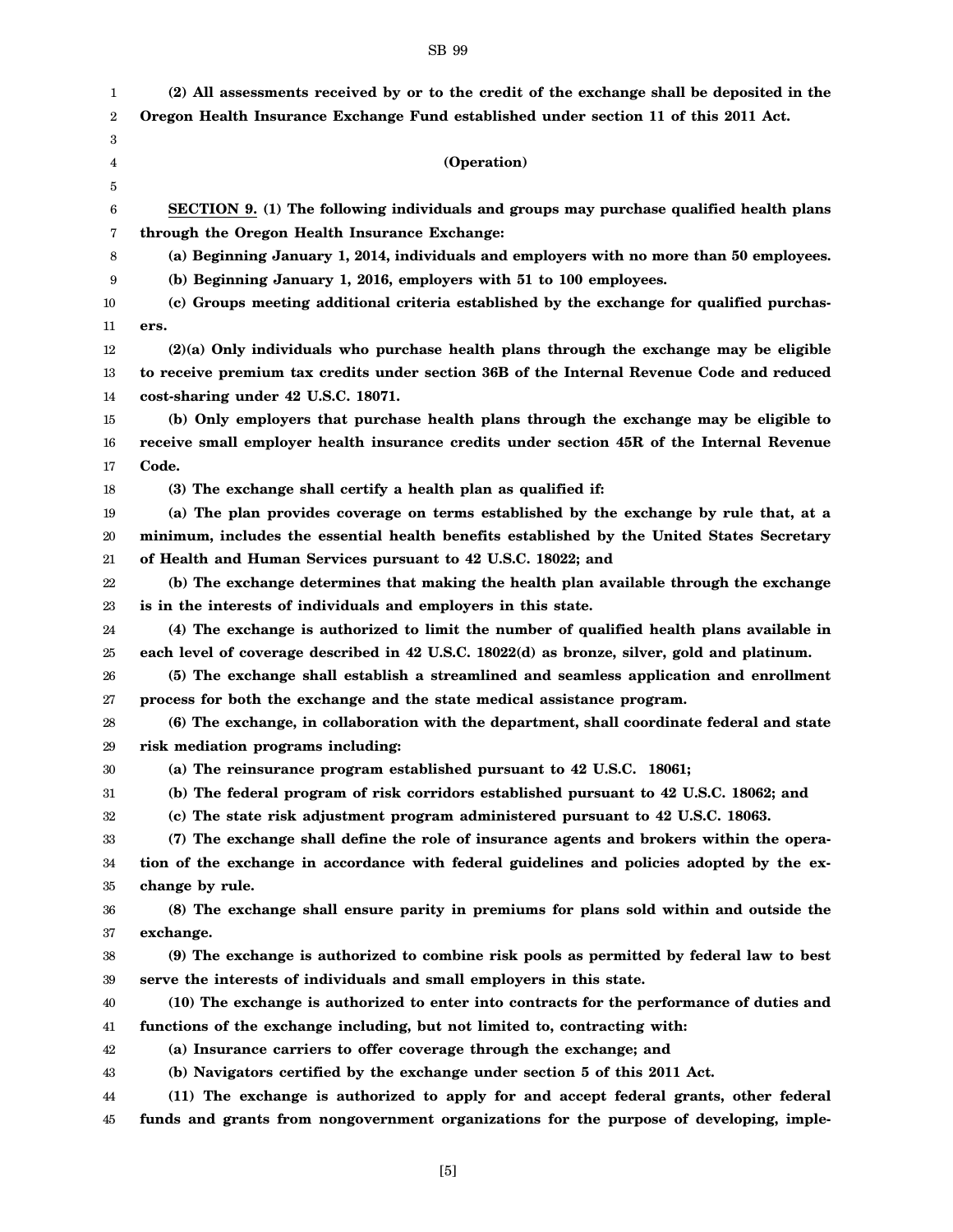**(2) All assessments received by or to the credit of the exchange shall be deposited in the Oregon Health Insurance Exchange Fund established under section 11 of this 2011 Act.**

**(Operation)**

**SECTION 9. (1) The following individuals and groups may purchase qualified health plans through the Oregon Health Insurance Exchange:**

**(a) Beginning January 1, 2014, individuals and employers with no more than 50 employees.**

**(b) Beginning January 1, 2016, employers with 51 to 100 employees.**

**(c) Groups meeting additional criteria established by the exchange for qualified purchasers.**

**(2)(a) Only individuals who purchase health plans through the exchange may be eligible to receive premium tax credits under section 36B of the Internal Revenue Code and reduced cost-sharing under 42 U.S.C. 18071.**

**(b) Only employers that purchase health plans through the exchange may be eligible to receive small employer health insurance credits under section 45R of the Internal Revenue Code.**

**(3) The exchange shall certify a health plan as qualified if:**

**(a) The plan provides coverage on terms established by the exchange by rule that, at a minimum, includes the essential health benefits established by the United States Secretary of Health and Human Services pursuant to 42 U.S.C. 18022; and**

**(b) The exchange determines that making the health plan available through the exchange is in the interests of individuals and employers in this state.**

**(4) The exchange is authorized to limit the number of qualified health plans available in each level of coverage described in 42 U.S.C. 18022(d) as bronze, silver, gold and platinum.**

**(5) The exchange shall establish a streamlined and seamless application and enrollment process for both the exchange and the state medical assistance program.**

**(6) The exchange, in collaboration with the department, shall coordinate federal and state risk mediation programs including:**

**(a) The reinsurance program established pursuant to 42 U.S.C. 18061;**

**(b) The federal program of risk corridors established pursuant to 42 U.S.C. 18062; and**

**(c) The state risk adjustment program administered pursuant to 42 U.S.C. 18063.**

**(7) The exchange shall define the role of insurance agents and brokers within the operation of the exchange in accordance with federal guidelines and policies adopted by the exchange by rule.**

**(8) The exchange shall ensure parity in premiums for plans sold within and outside the exchange.**

**(9) The exchange is authorized to combine risk pools as permitted by federal law to best serve the interests of individuals and small employers in this state.**

**(10) The exchange is authorized to enter into contracts for the performance of duties and functions of the exchange including, but not limited to, contracting with:**

**(a) Insurance carriers to offer coverage through the exchange; and**

**(b) Navigators certified by the exchange under section 5 of this 2011 Act.**

**(11) The exchange is authorized to apply for and accept federal grants, other federal funds and grants from nongovernment organizations for the purpose of developing, imple-**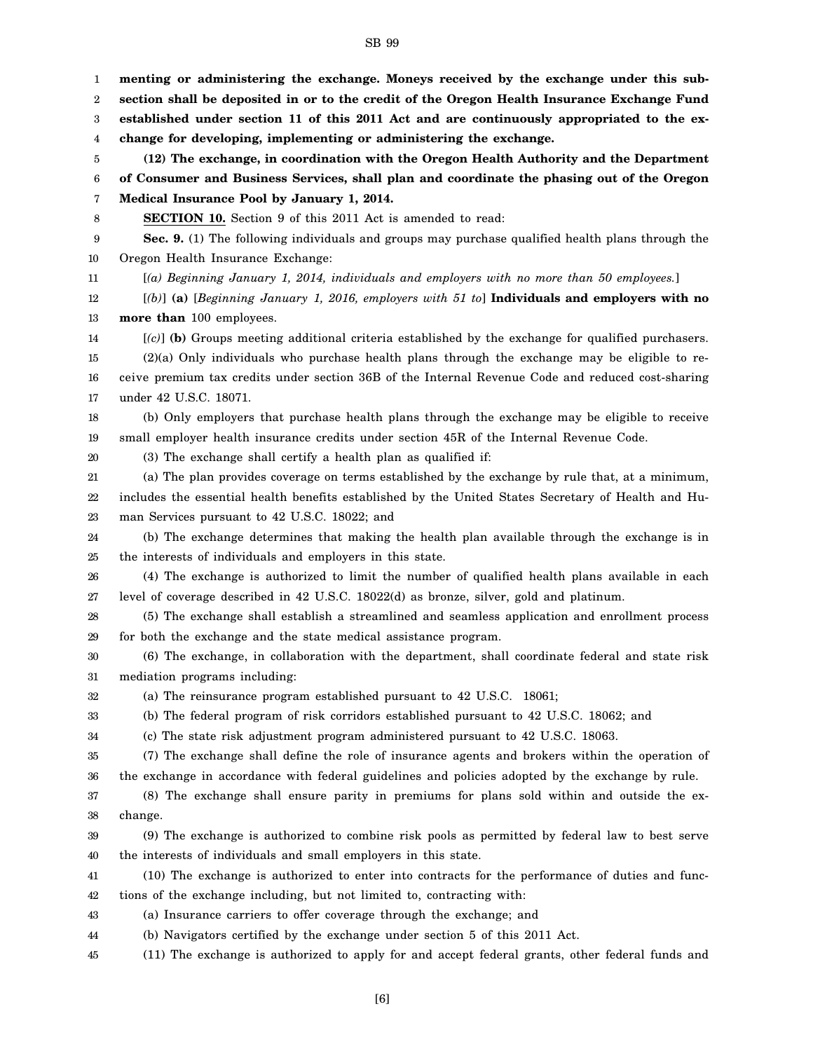**menting or administering the exchange. Moneys received by the exchange under this subsection shall be deposited in or to the credit of the Oregon Health Insurance Exchange Fund established under section 11 of this 2011 Act and are continuously appropriated to the exchange for developing, implementing or administering the exchange.**

**(12) The exchange, in coordination with the Oregon Health Authority and the Department of Consumer and Business Services, shall plan and coordinate the phasing out of the Oregon Medical Insurance Pool by January 1, 2014.**

**SECTION 10.** Section 9 of this 2011 Act is amended to read:

**Sec. 9.** (1) The following individuals and groups may purchase qualified health plans through the Oregon Health Insurance Exchange:

[*(a) Beginning January 1, 2014, individuals and employers with no more than 50 employees.*]

[*(b)*] **(a)** [*Beginning January 1, 2016, employers with 51 to*] **Individuals and employers with no more than** 100 employees.

[*(c)*] **(b)** Groups meeting additional criteria established by the exchange for qualified purchasers.

(2)(a) Only individuals who purchase health plans through the exchange may be eligible to receive premium tax credits under section 36B of the Internal Revenue Code and reduced cost-sharing under 42 U.S.C. 18071.

(b) Only employers that purchase health plans through the exchange may be eligible to receive small employer health insurance credits under section 45R of the Internal Revenue Code.

(3) The exchange shall certify a health plan as qualified if:

(a) The plan provides coverage on terms established by the exchange by rule that, at a minimum, includes the essential health benefits established by the United States Secretary of Health and Human Services pursuant to 42 U.S.C. 18022; and

(b) The exchange determines that making the health plan available through the exchange is in the interests of individuals and employers in this state.

(4) The exchange is authorized to limit the number of qualified health plans available in each level of coverage described in 42 U.S.C. 18022(d) as bronze, silver, gold and platinum.

(5) The exchange shall establish a streamlined and seamless application and enrollment process for both the exchange and the state medical assistance program.

(6) The exchange, in collaboration with the department, shall coordinate federal and state risk mediation programs including:

(a) The reinsurance program established pursuant to 42 U.S.C. 18061;

(b) The federal program of risk corridors established pursuant to 42 U.S.C. 18062; and

(c) The state risk adjustment program administered pursuant to 42 U.S.C. 18063.

(7) The exchange shall define the role of insurance agents and brokers within the operation of the exchange in accordance with federal guidelines and policies adopted by the exchange by rule.

(8) The exchange shall ensure parity in premiums for plans sold within and outside the exchange.

(9) The exchange is authorized to combine risk pools as permitted by federal law to best serve the interests of individuals and small employers in this state.

(10) The exchange is authorized to enter into contracts for the performance of duties and functions of the exchange including, but not limited to, contracting with:

(a) Insurance carriers to offer coverage through the exchange; and

(b) Navigators certified by the exchange under section 5 of this 2011 Act.

(11) The exchange is authorized to apply for and accept federal grants, other federal funds and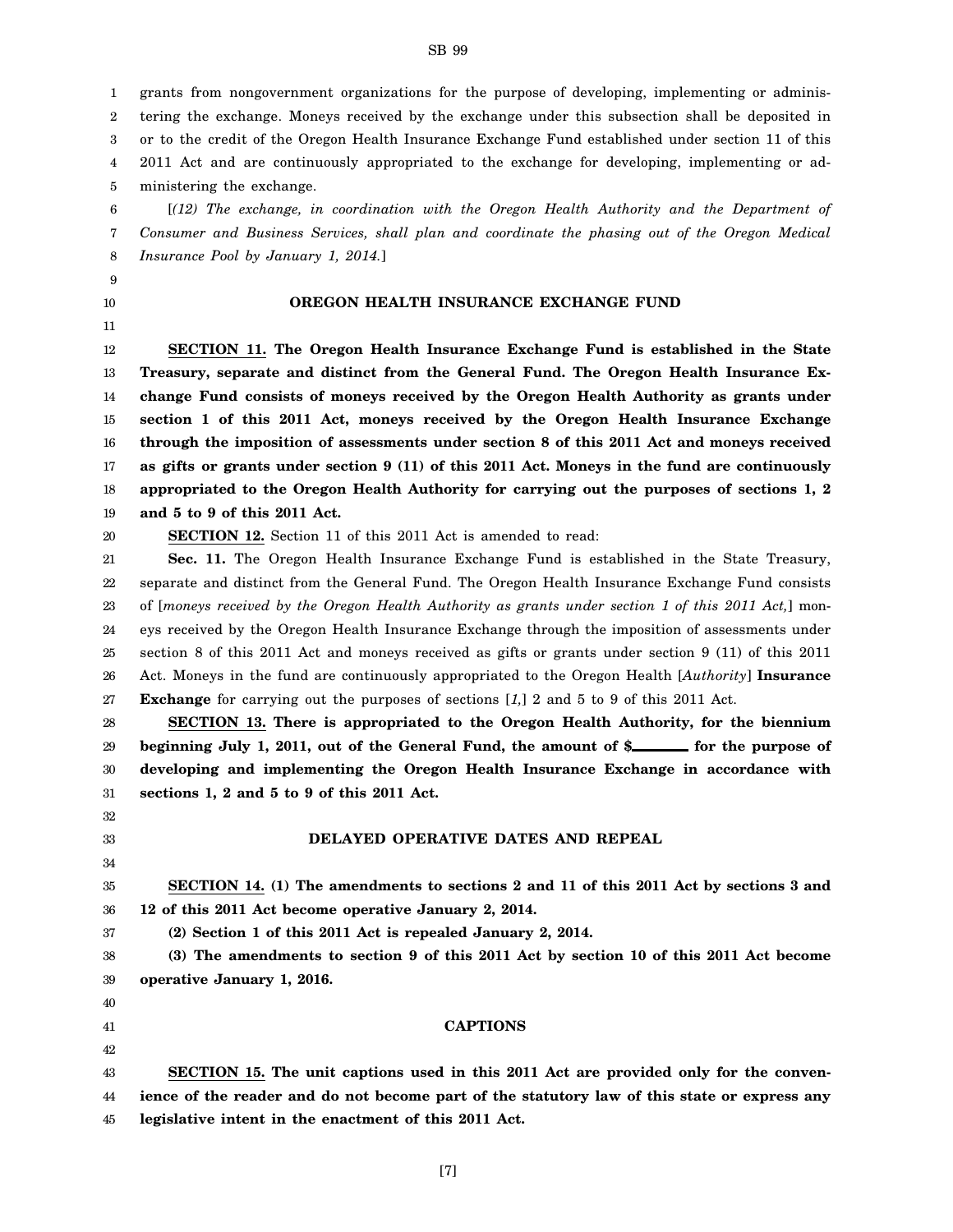grants from nongovernment organizations for the purpose of developing, implementing or administering the exchange. Moneys received by the exchange under this subsection shall be deposited in or to the credit of the Oregon Health Insurance Exchange Fund established under section 11 of this 2011 Act and are continuously appropriated to the exchange for developing, implementing or administering the exchange.

[*(12) The exchange, in coordination with the Oregon Health Authority and the Department of Consumer and Business Services, shall plan and coordinate the phasing out of the Oregon Medical Insurance Pool by January 1, 2014.*]

## OREGON HEALTH INSURANCE EXCHANGE FUND

**SECTION 11. The Oregon Health Insurance Exchange Fund is established in the State Treasury, separate and distinct from the General Fund. The Oregon Health Insurance Exchange Fund consists of moneys received by the Oregon Health Authority as grants under section 1 of this 2011 Act, moneys received by the Oregon Health Insurance Exchange through the imposition of assessments under section 8 of this 2011 Act and moneys received as gifts or grants under section 9 (11) of this 2011 Act. Moneys in the fund are continuously appropriated to the Oregon Health Authority for carrying out the purposes of sections 1, 2 and 5 to 9 of this 2011 Act.**

**SECTION 12.** Section 11 of this 2011 Act is amended to read:

**Sec. 11.** The Oregon Health Insurance Exchange Fund is established in the State Treasury, separate and distinct from the General Fund. The Oregon Health Insurance Exchange Fund consists of [*moneys received by the Oregon Health Authority as grants under section 1 of this 2011 Act,*] moneys received by the Oregon Health Insurance Exchange through the imposition of assessments under section 8 of this 2011 Act and moneys received as gifts or grants under section 9 (11) of this 2011 Act. Moneys in the fund are continuously appropriated to the Oregon Health [*Authority*] **Insurance Exchange** for carrying out the purposes of sections [*1,*] 2 and 5 to 9 of this 2011 Act.

**SECTION 13. There is appropriated to the Oregon Health Authority, for the biennium beginning July 1, 2011, out of the General Fund, the amount of $\_\_\_\_\_\_\_ for the purpose of developing and implementing the Oregon Health Insurance Exchange in accordance with sections 1, 2 and 5 to 9 of this 2011 Act.**

## DELAYED OPERATIVE DATES AND REPEAL

**SECTION 14. (1) The amendments to sections 2 and 11 of this 2011 Act by sections 3 and 12 of this 2011 Act become operative January 2, 2014.**

**(2) Section 1 of this 2011 Act is repealed January 2, 2014.**

**(3) The amendments to section 9 of this 2011 Act by section 10 of this 2011 Act become operative January 1, 2016.**

## CAPTIONS

**SECTION 15. The unit captions used in this 2011 Act are provided only for the convenience of the reader and do not become part of the statutory law of this state or express any legislative intent in the enactment of this 2011 Act.**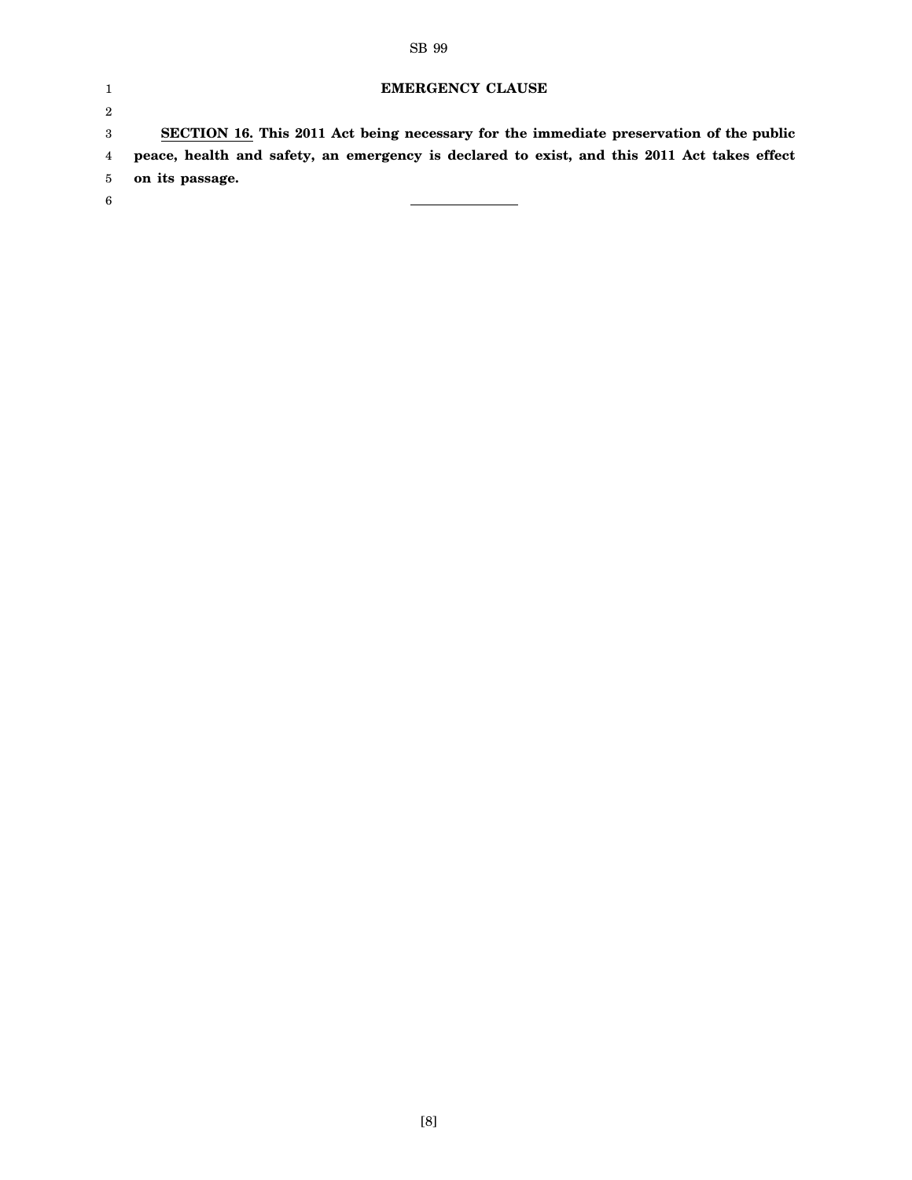**EMERGENCY CLAUSE**

**SECTION 16. This 2011 Act being necessary for the immediate preservation of the public peace, health and safety, an emergency is declared to exist, and this 2011 Act takes effect on its passage.**